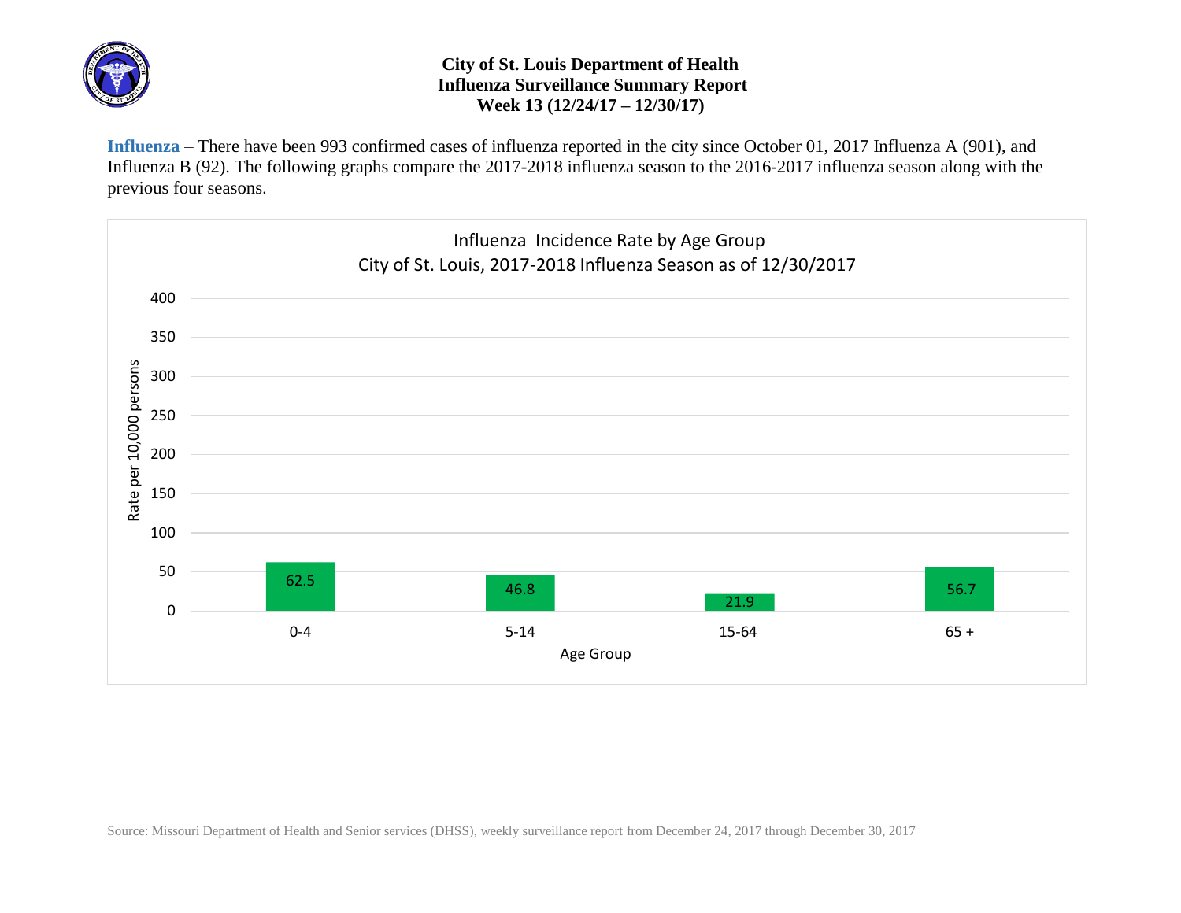# City of St. Louis Department of Health
## Influenza Surveillance Summary Report
### Week 13 (12/24/17 – 12/30/17)

**Influenza** – There have been 993 confirmed cases of influenza reported in the city since October 01, 2017 Influenza A (901), and Influenza B (92). The following graphs compare the 2017-2018 influenza season to the 2016-2017 influenza season along with the previous four seasons.

**Influenza Incidence Rate by Age Group**
**City of St. Louis, 2017-2018 Influenza Season as of 12/30/2017**

| Age Group | Rate per 10,000 persons |
| --- | --- |
| 0-4 | 62.5 |
| 5-14 | 46.8 |
| 15-64 | 21.9 |
| 65 + | 56.7 |

Source: Missouri Department of Health and Senior services (DHSS), weekly surveillance report from December 24, 2017 through December 30, 2017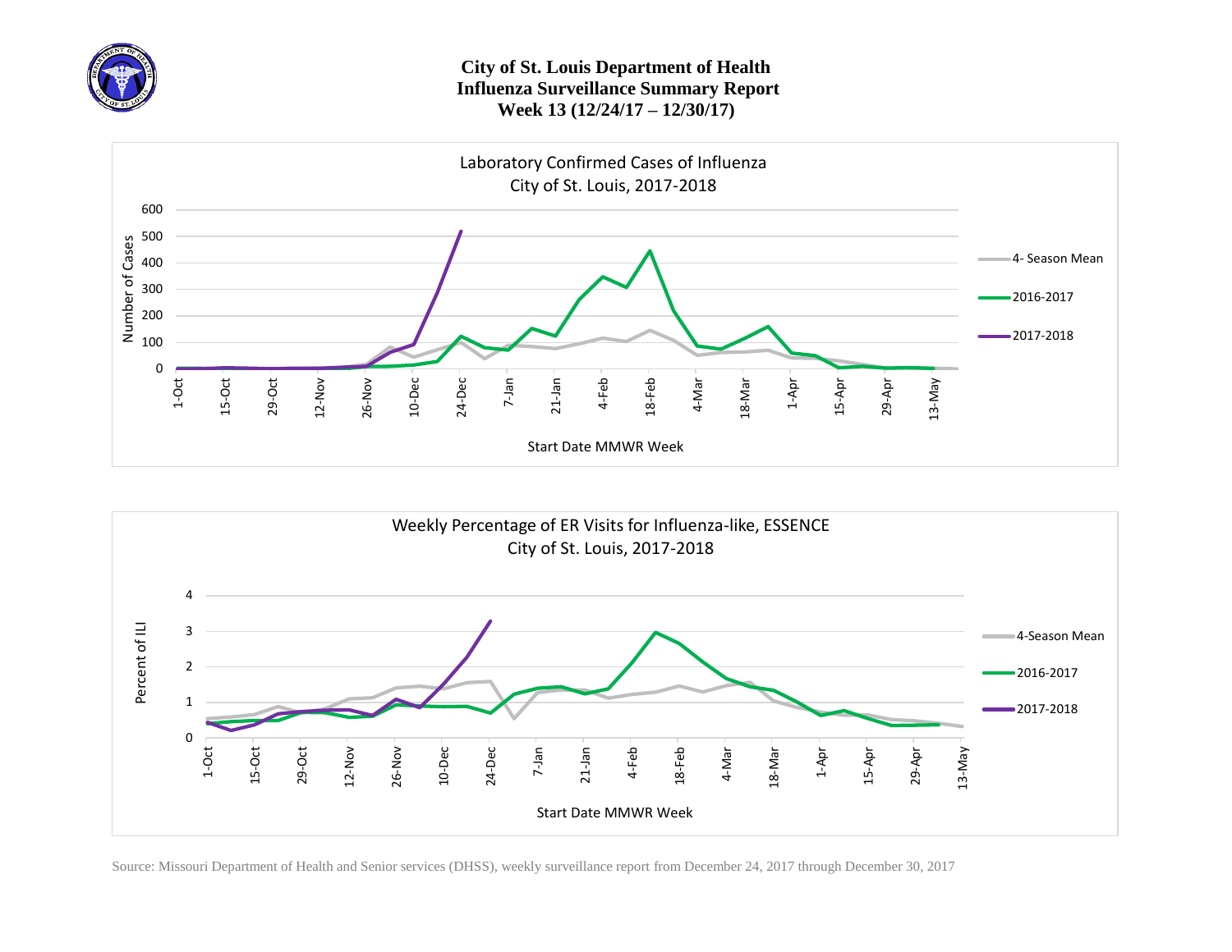# City of St. Louis Department of Health
## Influenza Surveillance Summary Report
## Week 13 (12/24/17 – 12/30/17)

Laboratory Confirmed Cases of Influenza
City of St. Louis, 2017-2018

Number of Cases

600
500
400
300
200
100
0

1-Oct, 15-Oct, 29-Oct, 12-Nov, 26-Nov, 10-Dec, 24-Dec, 7-Jan, 21-Jan, 4-Feb, 18-Feb, 4-Mar, 18-Mar, 1-Apr, 15-Apr, 29-Apr, 13-May

Start Date MMWR Week

4- Season Mean
2016-2017
2017-2018

Weekly Percentage of ER Visits for Influenza-like, ESSENCE
City of St. Louis, 2017-2018

Percent of ILI

4
3
2
1
0

1-Oct, 15-Oct, 29-Oct, 12-Nov, 26-Nov, 10-Dec, 24-Dec, 7-Jan, 21-Jan, 4-Feb, 18-Feb, 4-Mar, 18-Mar, 1-Apr, 15-Apr, 29-Apr, 13-May

Start Date MMWR Week

4-Season Mean
2016-2017
2017-2018

Source: Missouri Department of Health and Senior services (DHSS), weekly surveillance report from December 24, 2017 through December 30, 2017